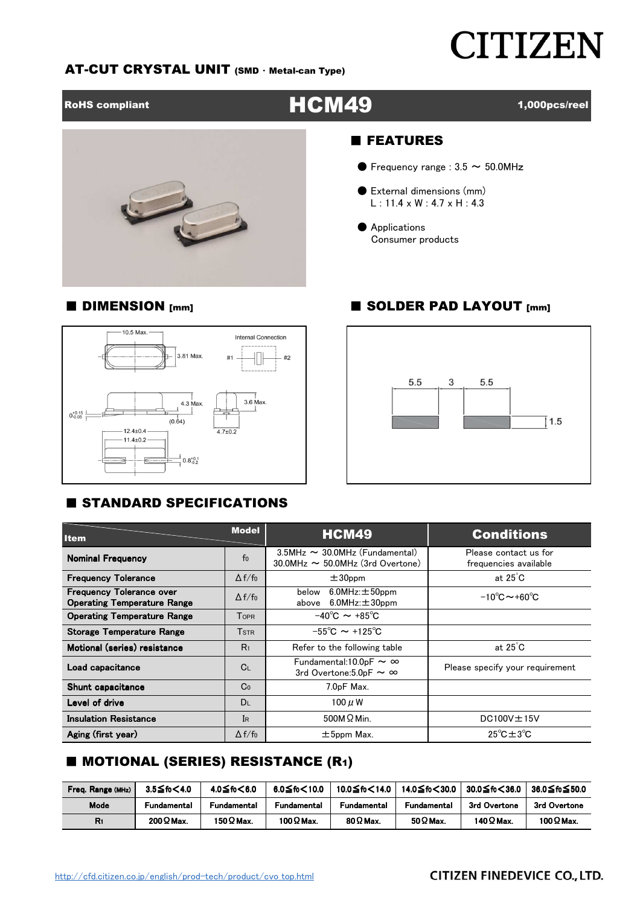# CITIZEN

## AT-CUT CRYSTAL UNIT (SMD · Metal-can Type)

**RoHS compliant** **HCM49** **1,000pcs/reel**

## ■ FEATURES

- Frequency range : 3.5 ～ 50.0MHz
- External dimensions (mm)
  L : 11.4 x W : 4.7 x H : 4.3
- Applications
  Consumer products

## ■ DIMENSION [mm]

10.5 Max.
3.81 Max.
Internal Connection
#1 #2
4.3 Max.
3.6 Max.
$0_{-0.05}^{+0.15}$
(0.64)
4.7±0.2
12.4±0.4
11.4±0.2
$0.8_{-0.2}^{+0.1}$

## ■ SOLDER PAD LAYOUT [mm]

5.5 3 5.5
1.5

## ■ STANDARD SPECIFICATIONS

| Item | Model | HCM49 | Conditions |
|---|---|---|---|
| Nominal Frequency | $f_0$ | 3.5MHz ～ 30.0MHz (Fundamental)<br>30.0MHz ～ 50.0MHz (3rd Overtone) | Please contact us for frequencies available |
| Frequency Tolerance | $\Delta f/f_0$ | ±30ppm | at 25°C |
| Frequency Tolerance over Operating Temperature Range | $\Delta f/f_0$ | below 6.0MHz:±50ppm<br>above 6.0MHz:±30ppm | −10℃～+60℃ |
| Operating Temperature Range | $T_{OPR}$ | −40℃ ～ +85℃ | |
| Storage Temperature Range | $T_{STR}$ | −55℃ ～ +125℃ | |
| Motional (series) resistance | $R_1$ | Refer to the following table | at 25°C |
| Load capacitance | $C_L$ | Fundamental:10.0pF ～ ∞<br>3rd Overtone:5.0pF ～ ∞ | Please specify your requirement |
| Shunt capacitance | $C_0$ | 7.0pF Max. | |
| Level of drive | $D_L$ | 100 μW | |
| Insulation Resistance | $I_R$ | 500MΩ Min. | DC100V±15V |
| Aging (first year) | $\Delta f/f_0$ | ±5ppm Max. | 25℃±3℃ |

## ■ MOTIONAL (SERIES) RESISTANCE ($R_1$)

| Freq. Range (MHz) | 3.5≦fo<4.0 | 4.0≦fo<6.0 | 6.0≦fo<10.0 | 10.0≦fo<14.0 | 14.0≦fo<30.0 | 30.0≦fo<36.0 | 36.0≦fo≦50.0 |
|---|---|---|---|---|---|---|---|
| Mode | Fundamental | Fundamental | Fundamental | Fundamental | Fundamental | 3rd Overtone | 3rd Overtone |
| $R_1$ | 200Ω Max. | 150Ω Max. | 100Ω Max. | 80Ω Max. | 50Ω Max. | 140Ω Max. | 100Ω Max. |

http://cfd.citizen.co.jp/english/prod-tech/product/cvo_top.html

CITIZEN FINEDEVICE CO., LTD.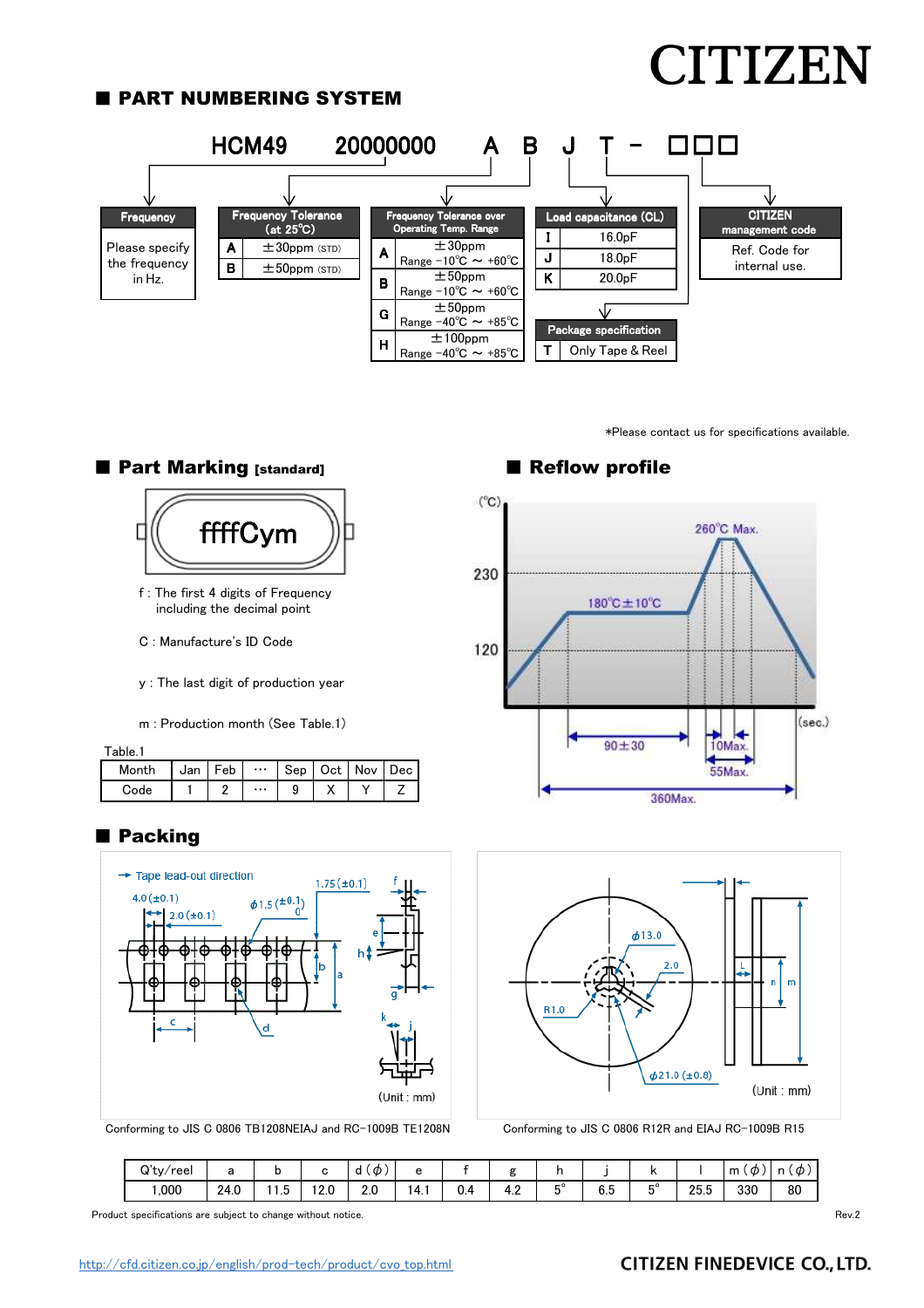CITIZEN

## ■ PART NUMBERING SYSTEM

HCM49 20000000 A B J T － □□□

**Frequency**

Please specify the frequency in Hz.

**Frequency Tolerance (at 25℃)**

| | |
|---|---|
| A | ±30ppm (STD) |
| B | ±50ppm (STD) |

**Frequency Tolerance over Operating Temp. Range**

| | |
|---|---|
| A | ±30ppm Range −10℃ ～ +60℃ |
| B | ±50ppm Range −10℃ ～ +60℃ |
| G | ±50ppm Range −40℃ ～ +85℃ |
| H | ±100ppm Range −40℃ ～ +85℃ |

**Load capacitance (CL)**

| | |
|---|---|
| I | 16.0pF |
| J | 18.0pF |
| K | 20.0pF |

**Package specification**

| | |
|---|---|
| T | Only Tape & Reel |

**CITIZEN management code**

Ref. Code for internal use.

*Please contact us for specifications available.

## ■ Part Marking [standard]

ffffCym

f : The first 4 digits of Frequency including the decimal point

C : Manufacture's ID Code

y : The last digit of production year

m : Production month (See Table.1)

Table.1

| Month | Jan | Feb | ··· | Sep | Oct | Nov | Dec |
|---|---|---|---|---|---|---|---|
| Code | 1 | 2 | ··· | 9 | X | Y | Z |

## ■ Reflow profile

(℃)
260℃ Max.
230
180℃±10℃
120
(sec.)
90±30
10Max.
55Max.
360Max.

## ■ Packing

Tape lead-out direction
4.0(±0.1)
2.0(±0.1)
φ1.5(+0.1/0)
1.75(±0.1)
(Unit : mm)

Conforming to JIS C 0806 TB1208NEIAJ and RC-1009B TE1208N

φ13.0
2.0
R1.0
φ21.0(±0.8)
(Unit : mm)

Conforming to JIS C 0806 R12R and EIAJ RC-1009B R15

| Q'ty/reel | a | b | c | d (φ) | e | f | g | h | j | k | l | m (φ) | n (φ) |
|---|---|---|---|---|---|---|---|---|---|---|---|---|---|
| 1,000 | 24.0 | 11.5 | 12.0 | 2.0 | 14.1 | 0.4 | 4.2 | 5° | 6.5 | 5° | 25.5 | 330 | 80 |

Product specifications are subject to change without notice.

Rev.2

http://cfd.citizen.co.jp/english/prod-tech/product/cvo_top.html

CITIZEN FINEDEVICE CO., LTD.